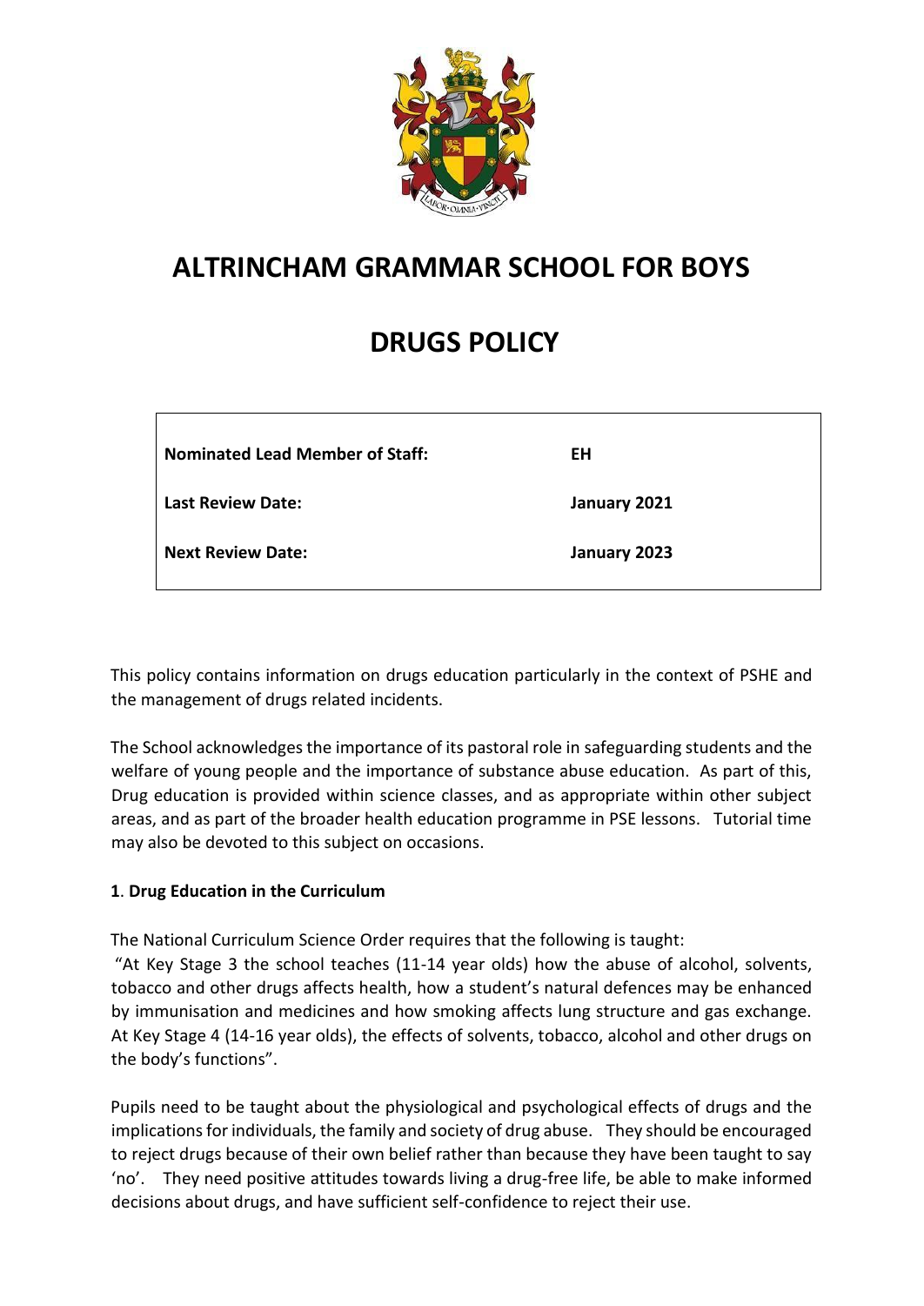# ALTRINCHAM GRAMMAR SCHOOL FOR BOYS

# DRUGS POLICY

| | |
|---|---|
| **Nominated Lead Member of Staff:** | **EH** |
| **Last Review Date:** | **January 2021** |
| **Next Review Date:** | **January 2023** |

This policy contains information on drugs education particularly in the context of PSHE and the management of drugs related incidents.

The School acknowledges the importance of its pastoral role in safeguarding students and the welfare of young people and the importance of substance abuse education. As part of this, Drug education is provided within science classes, and as appropriate within other subject areas, and as part of the broader health education programme in PSE lessons. Tutorial time may also be devoted to this subject on occasions.

### 1. Drug Education in the Curriculum

The National Curriculum Science Order requires that the following is taught:

"At Key Stage 3 the school teaches (11-14 year olds) how the abuse of alcohol, solvents, tobacco and other drugs affects health, how a student's natural defences may be enhanced by immunisation and medicines and how smoking affects lung structure and gas exchange. At Key Stage 4 (14-16 year olds), the effects of solvents, tobacco, alcohol and other drugs on the body's functions".

Pupils need to be taught about the physiological and psychological effects of drugs and the implications for individuals, the family and society of drug abuse. They should be encouraged to reject drugs because of their own belief rather than because they have been taught to say 'no'. They need positive attitudes towards living a drug-free life, be able to make informed decisions about drugs, and have sufficient self-confidence to reject their use.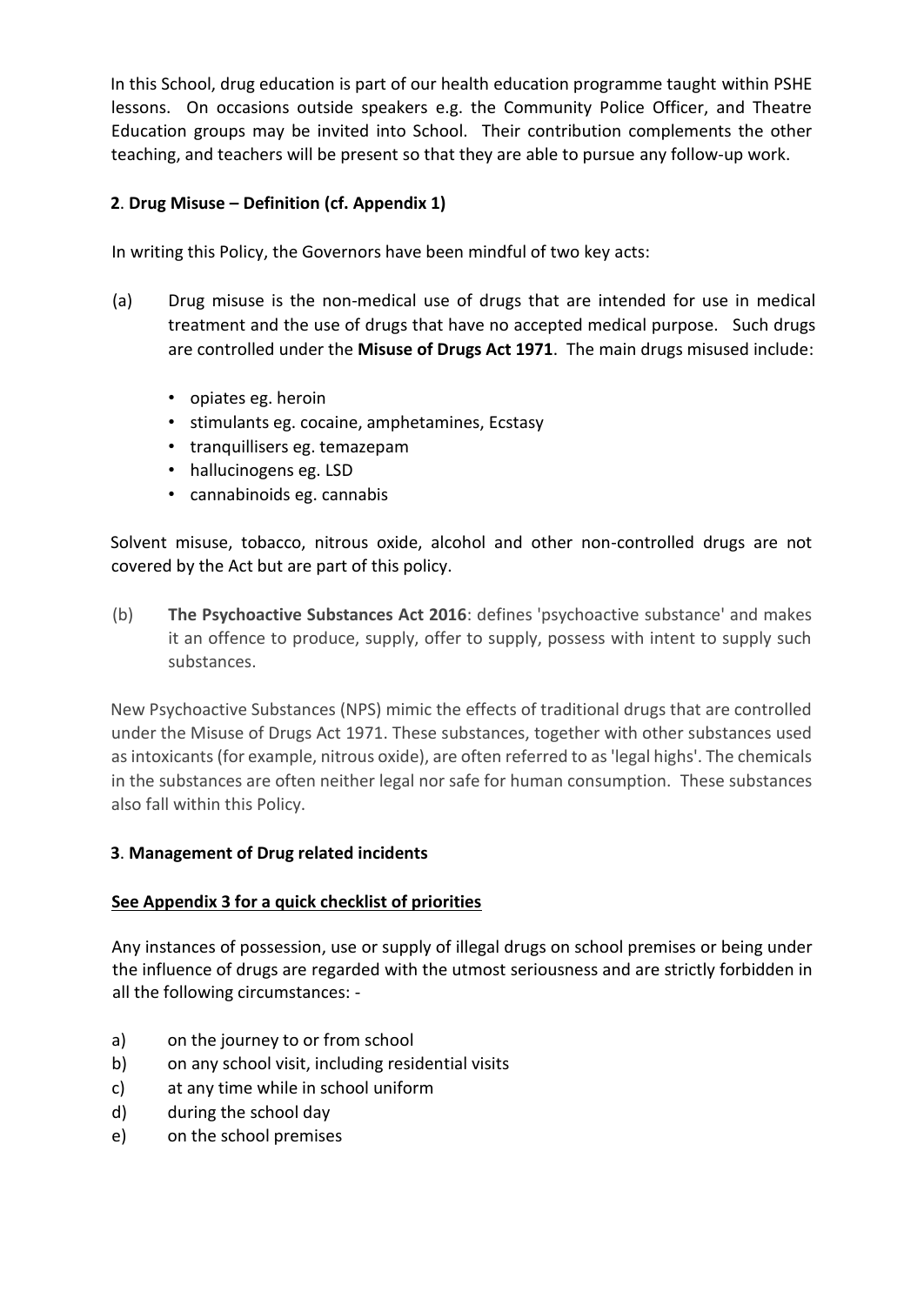In this School, drug education is part of our health education programme taught within PSHE lessons. On occasions outside speakers e.g. the Community Police Officer, and Theatre Education groups may be invited into School. Their contribution complements the other teaching, and teachers will be present so that they are able to pursue any follow-up work.

**2**. **Drug Misuse – Definition (cf. Appendix 1)**

In writing this Policy, the Governors have been mindful of two key acts:

(a) Drug misuse is the non-medical use of drugs that are intended for use in medical treatment and the use of drugs that have no accepted medical purpose. Such drugs are controlled under the **Misuse of Drugs Act 1971**. The main drugs misused include:

- opiates eg. heroin
- stimulants eg. cocaine, amphetamines, Ecstasy
- tranquillisers eg. temazepam
- hallucinogens eg. LSD
- cannabinoids eg. cannabis

Solvent misuse, tobacco, nitrous oxide, alcohol and other non-controlled drugs are not covered by the Act but are part of this policy.

(b) **The Psychoactive Substances Act 2016**: defines 'psychoactive substance' and makes it an offence to produce, supply, offer to supply, possess with intent to supply such substances.

New Psychoactive Substances (NPS) mimic the effects of traditional drugs that are controlled under the Misuse of Drugs Act 1971. These substances, together with other substances used as intoxicants (for example, nitrous oxide), are often referred to as 'legal highs'. The chemicals in the substances are often neither legal nor safe for human consumption. These substances also fall within this Policy.

**3**. **Management of Drug related incidents**

**<u>See Appendix 3 for a quick checklist of priorities</u>**

Any instances of possession, use or supply of illegal drugs on school premises or being under the influence of drugs are regarded with the utmost seriousness and are strictly forbidden in all the following circumstances: -

a) on the journey to or from school
b) on any school visit, including residential visits
c) at any time while in school uniform
d) during the school day
e) on the school premises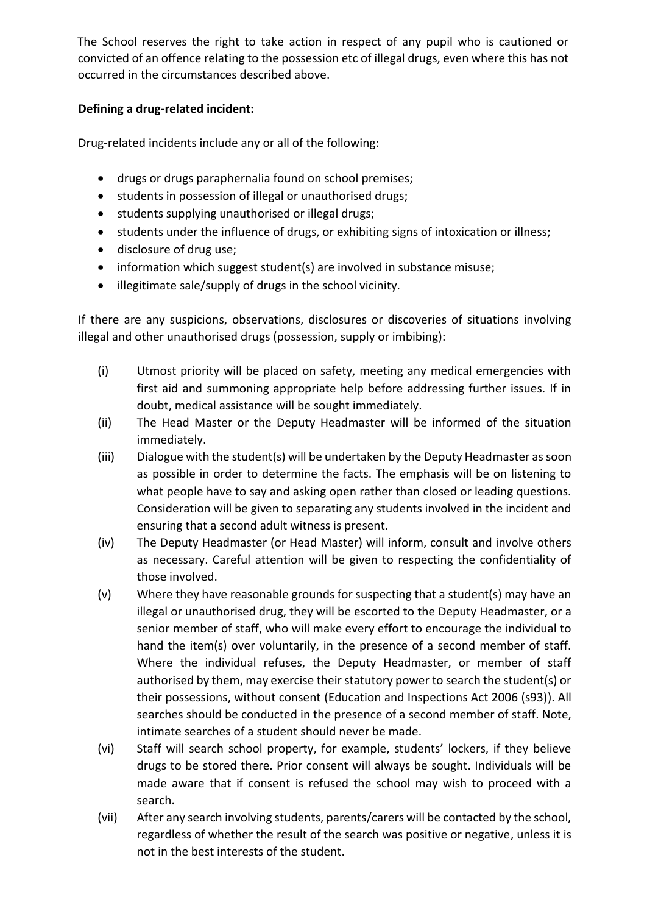The School reserves the right to take action in respect of any pupil who is cautioned or convicted of an offence relating to the possession etc of illegal drugs, even where this has not occurred in the circumstances described above.

**Defining a drug-related incident:**

Drug-related incidents include any or all of the following:

- drugs or drugs paraphernalia found on school premises;
- students in possession of illegal or unauthorised drugs;
- students supplying unauthorised or illegal drugs;
- students under the influence of drugs, or exhibiting signs of intoxication or illness;
- disclosure of drug use;
- information which suggest student(s) are involved in substance misuse;
- illegitimate sale/supply of drugs in the school vicinity.

If there are any suspicions, observations, disclosures or discoveries of situations involving illegal and other unauthorised drugs (possession, supply or imbibing):

(i) Utmost priority will be placed on safety, meeting any medical emergencies with first aid and summoning appropriate help before addressing further issues. If in doubt, medical assistance will be sought immediately.

(ii) The Head Master or the Deputy Headmaster will be informed of the situation immediately.

(iii) Dialogue with the student(s) will be undertaken by the Deputy Headmaster as soon as possible in order to determine the facts. The emphasis will be on listening to what people have to say and asking open rather than closed or leading questions. Consideration will be given to separating any students involved in the incident and ensuring that a second adult witness is present.

(iv) The Deputy Headmaster (or Head Master) will inform, consult and involve others as necessary. Careful attention will be given to respecting the confidentiality of those involved.

(v) Where they have reasonable grounds for suspecting that a student(s) may have an illegal or unauthorised drug, they will be escorted to the Deputy Headmaster, or a senior member of staff, who will make every effort to encourage the individual to hand the item(s) over voluntarily, in the presence of a second member of staff. Where the individual refuses, the Deputy Headmaster, or member of staff authorised by them, may exercise their statutory power to search the student(s) or their possessions, without consent (Education and Inspections Act 2006 (s93)). All searches should be conducted in the presence of a second member of staff. Note, intimate searches of a student should never be made.

(vi) Staff will search school property, for example, students' lockers, if they believe drugs to be stored there. Prior consent will always be sought. Individuals will be made aware that if consent is refused the school may wish to proceed with a search.

(vii) After any search involving students, parents/carers will be contacted by the school, regardless of whether the result of the search was positive or negative, unless it is not in the best interests of the student.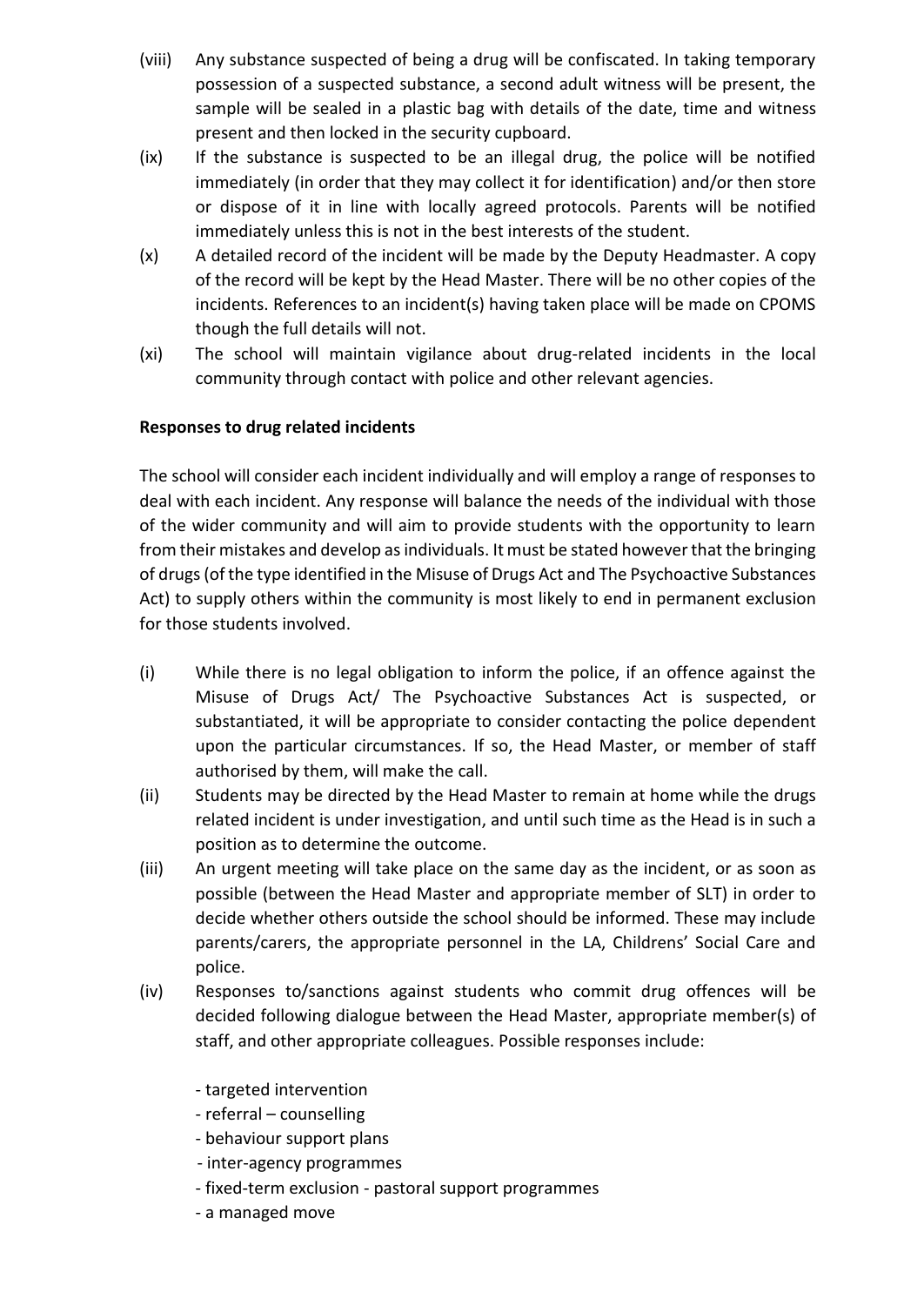(viii) Any substance suspected of being a drug will be confiscated. In taking temporary possession of a suspected substance, a second adult witness will be present, the sample will be sealed in a plastic bag with details of the date, time and witness present and then locked in the security cupboard.

(ix) If the substance is suspected to be an illegal drug, the police will be notified immediately (in order that they may collect it for identification) and/or then store or dispose of it in line with locally agreed protocols. Parents will be notified immediately unless this is not in the best interests of the student.

(x) A detailed record of the incident will be made by the Deputy Headmaster. A copy of the record will be kept by the Head Master. There will be no other copies of the incidents. References to an incident(s) having taken place will be made on CPOMS though the full details will not.

(xi) The school will maintain vigilance about drug-related incidents in the local community through contact with police and other relevant agencies.

**Responses to drug related incidents**

The school will consider each incident individually and will employ a range of responses to deal with each incident. Any response will balance the needs of the individual with those of the wider community and will aim to provide students with the opportunity to learn from their mistakes and develop as individuals. It must be stated however that the bringing of drugs (of the type identified in the Misuse of Drugs Act and The Psychoactive Substances Act) to supply others within the community is most likely to end in permanent exclusion for those students involved.

(i) While there is no legal obligation to inform the police, if an offence against the Misuse of Drugs Act/ The Psychoactive Substances Act is suspected, or substantiated, it will be appropriate to consider contacting the police dependent upon the particular circumstances. If so, the Head Master, or member of staff authorised by them, will make the call.

(ii) Students may be directed by the Head Master to remain at home while the drugs related incident is under investigation, and until such time as the Head is in such a position as to determine the outcome.

(iii) An urgent meeting will take place on the same day as the incident, or as soon as possible (between the Head Master and appropriate member of SLT) in order to decide whether others outside the school should be informed. These may include parents/carers, the appropriate personnel in the LA, Childrens' Social Care and police.

(iv) Responses to/sanctions against students who commit drug offences will be decided following dialogue between the Head Master, appropriate member(s) of staff, and other appropriate colleagues. Possible responses include:

- targeted intervention
- referral – counselling
- behaviour support plans
- inter-agency programmes
- fixed-term exclusion - pastoral support programmes
- a managed move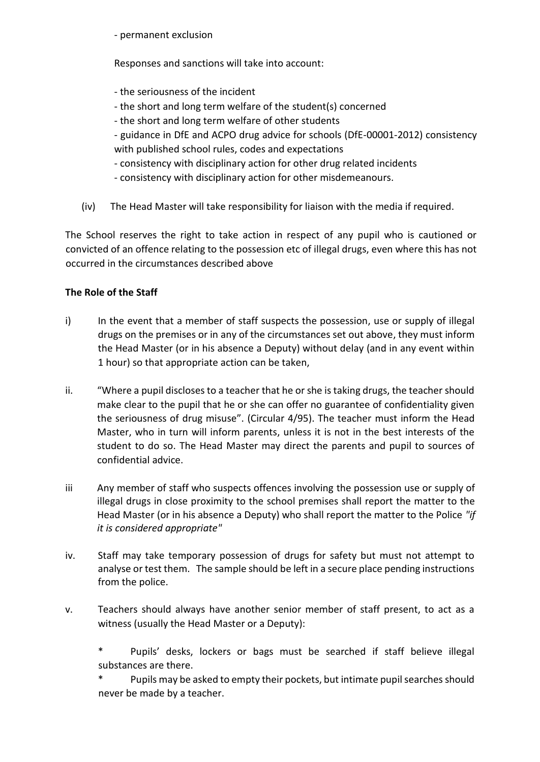- permanent exclusion

Responses and sanctions will take into account:

- the seriousness of the incident
- the short and long term welfare of the student(s) concerned
- the short and long term welfare of other students
- guidance in DfE and ACPO drug advice for schools (DfE-00001-2012) consistency with published school rules, codes and expectations
- consistency with disciplinary action for other drug related incidents
- consistency with disciplinary action for other misdemeanours.

(iv) The Head Master will take responsibility for liaison with the media if required.

The School reserves the right to take action in respect of any pupil who is cautioned or convicted of an offence relating to the possession etc of illegal drugs, even where this has not occurred in the circumstances described above

**The Role of the Staff**

i) In the event that a member of staff suspects the possession, use or supply of illegal drugs on the premises or in any of the circumstances set out above, they must inform the Head Master (or in his absence a Deputy) without delay (and in any event within 1 hour) so that appropriate action can be taken,

ii. "Where a pupil discloses to a teacher that he or she is taking drugs, the teacher should make clear to the pupil that he or she can offer no guarantee of confidentiality given the seriousness of drug misuse". (Circular 4/95). The teacher must inform the Head Master, who in turn will inform parents, unless it is not in the best interests of the student to do so. The Head Master may direct the parents and pupil to sources of confidential advice.

iii Any member of staff who suspects offences involving the possession use or supply of illegal drugs in close proximity to the school premises shall report the matter to the Head Master (or in his absence a Deputy) who shall report the matter to the Police *"if it is considered appropriate"*

iv. Staff may take temporary possession of drugs for safety but must not attempt to analyse or test them. The sample should be left in a secure place pending instructions from the police.

v. Teachers should always have another senior member of staff present, to act as a witness (usually the Head Master or a Deputy):

\* Pupils' desks, lockers or bags must be searched if staff believe illegal substances are there.

\* Pupils may be asked to empty their pockets, but intimate pupil searches should never be made by a teacher.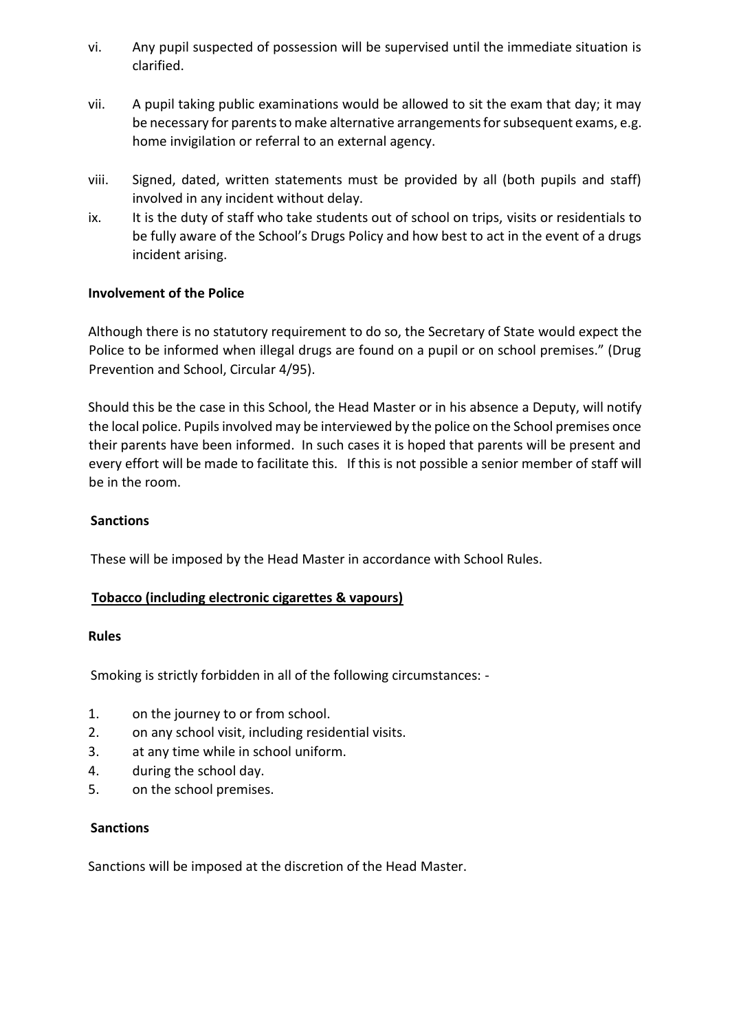vi. Any pupil suspected of possession will be supervised until the immediate situation is clarified.

vii. A pupil taking public examinations would be allowed to sit the exam that day; it may be necessary for parents to make alternative arrangements for subsequent exams, e.g. home invigilation or referral to an external agency.

viii. Signed, dated, written statements must be provided by all (both pupils and staff) involved in any incident without delay.

ix. It is the duty of staff who take students out of school on trips, visits or residentials to be fully aware of the School's Drugs Policy and how best to act in the event of a drugs incident arising.

**Involvement of the Police**

Although there is no statutory requirement to do so, the Secretary of State would expect the Police to be informed when illegal drugs are found on a pupil or on school premises." (Drug Prevention and School, Circular 4/95).

Should this be the case in this School, the Head Master or in his absence a Deputy, will notify the local police. Pupils involved may be interviewed by the police on the School premises once their parents have been informed. In such cases it is hoped that parents will be present and every effort will be made to facilitate this. If this is not possible a senior member of staff will be in the room.

**Sanctions**

These will be imposed by the Head Master in accordance with School Rules.

**<u>Tobacco (including electronic cigarettes & vapours)</u>**

**Rules**

Smoking is strictly forbidden in all of the following circumstances: -

1. on the journey to or from school.
2. on any school visit, including residential visits.
3. at any time while in school uniform.
4. during the school day.
5. on the school premises.

**Sanctions**

Sanctions will be imposed at the discretion of the Head Master.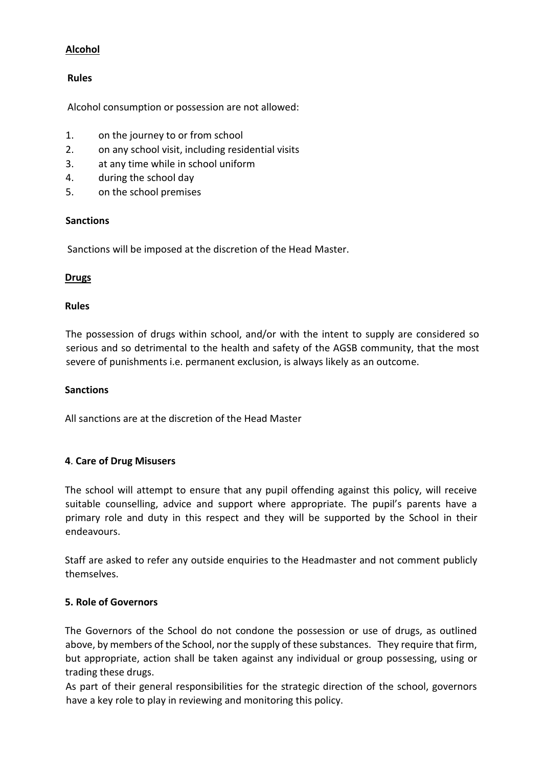**Alcohol**

**Rules**

Alcohol consumption or possession are not allowed:

1. on the journey to or from school
2. on any school visit, including residential visits
3. at any time while in school uniform
4. during the school day
5. on the school premises

**Sanctions**

Sanctions will be imposed at the discretion of the Head Master.

**Drugs**

**Rules**

The possession of drugs within school, and/or with the intent to supply are considered so serious and so detrimental to the health and safety of the AGSB community, that the most severe of punishments i.e. permanent exclusion, is always likely as an outcome.

**Sanctions**

All sanctions are at the discretion of the Head Master

### 4. Care of Drug Misusers

The school will attempt to ensure that any pupil offending against this policy, will receive suitable counselling, advice and support where appropriate. The pupil's parents have a primary role and duty in this respect and they will be supported by the School in their endeavours.

Staff are asked to refer any outside enquiries to the Headmaster and not comment publicly themselves.

### 5. Role of Governors

The Governors of the School do not condone the possession or use of drugs, as outlined above, by members of the School, nor the supply of these substances. They require that firm, but appropriate, action shall be taken against any individual or group possessing, using or trading these drugs.

As part of their general responsibilities for the strategic direction of the school, governors have a key role to play in reviewing and monitoring this policy.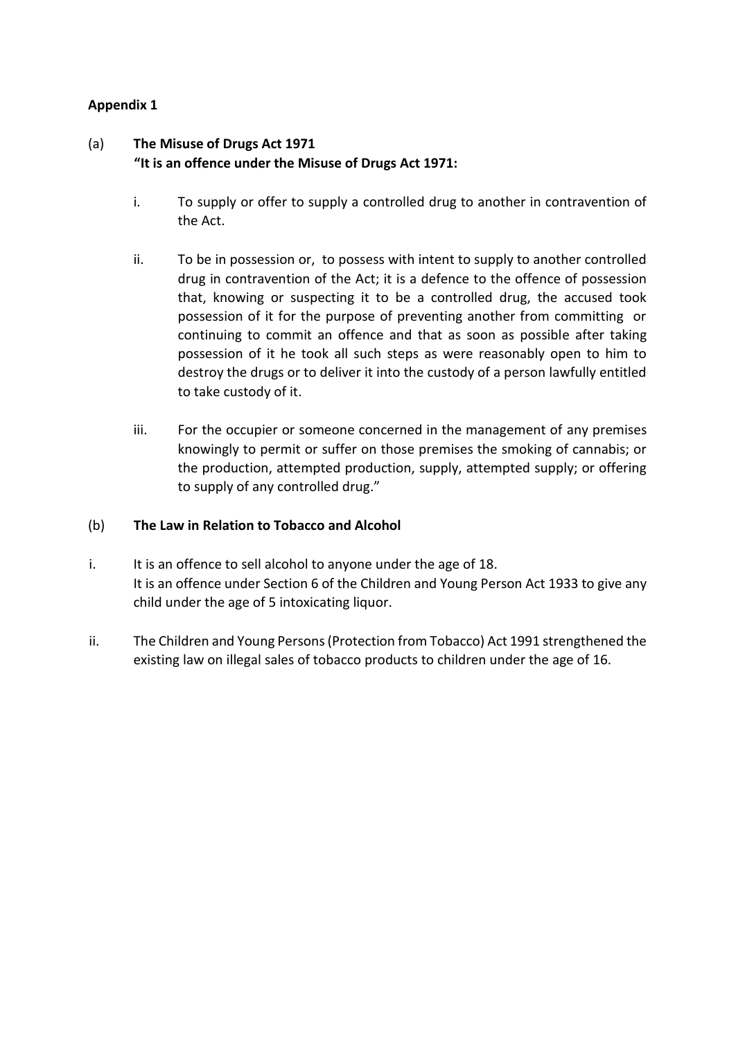**Appendix 1**

(a) **The Misuse of Drugs Act 1971**
**"It is an offence under the Misuse of Drugs Act 1971:**

i. To supply or offer to supply a controlled drug to another in contravention of the Act.

ii. To be in possession or, to possess with intent to supply to another controlled drug in contravention of the Act; it is a defence to the offence of possession that, knowing or suspecting it to be a controlled drug, the accused took possession of it for the purpose of preventing another from committing or continuing to commit an offence and that as soon as possible after taking possession of it he took all such steps as were reasonably open to him to destroy the drugs or to deliver it into the custody of a person lawfully entitled to take custody of it.

iii. For the occupier or someone concerned in the management of any premises knowingly to permit or suffer on those premises the smoking of cannabis; or the production, attempted production, supply, attempted supply; or offering to supply of any controlled drug."

(b) **The Law in Relation to Tobacco and Alcohol**

i. It is an offence to sell alcohol to anyone under the age of 18.
It is an offence under Section 6 of the Children and Young Person Act 1933 to give any child under the age of 5 intoxicating liquor.

ii. The Children and Young Persons (Protection from Tobacco) Act 1991 strengthened the existing law on illegal sales of tobacco products to children under the age of 16.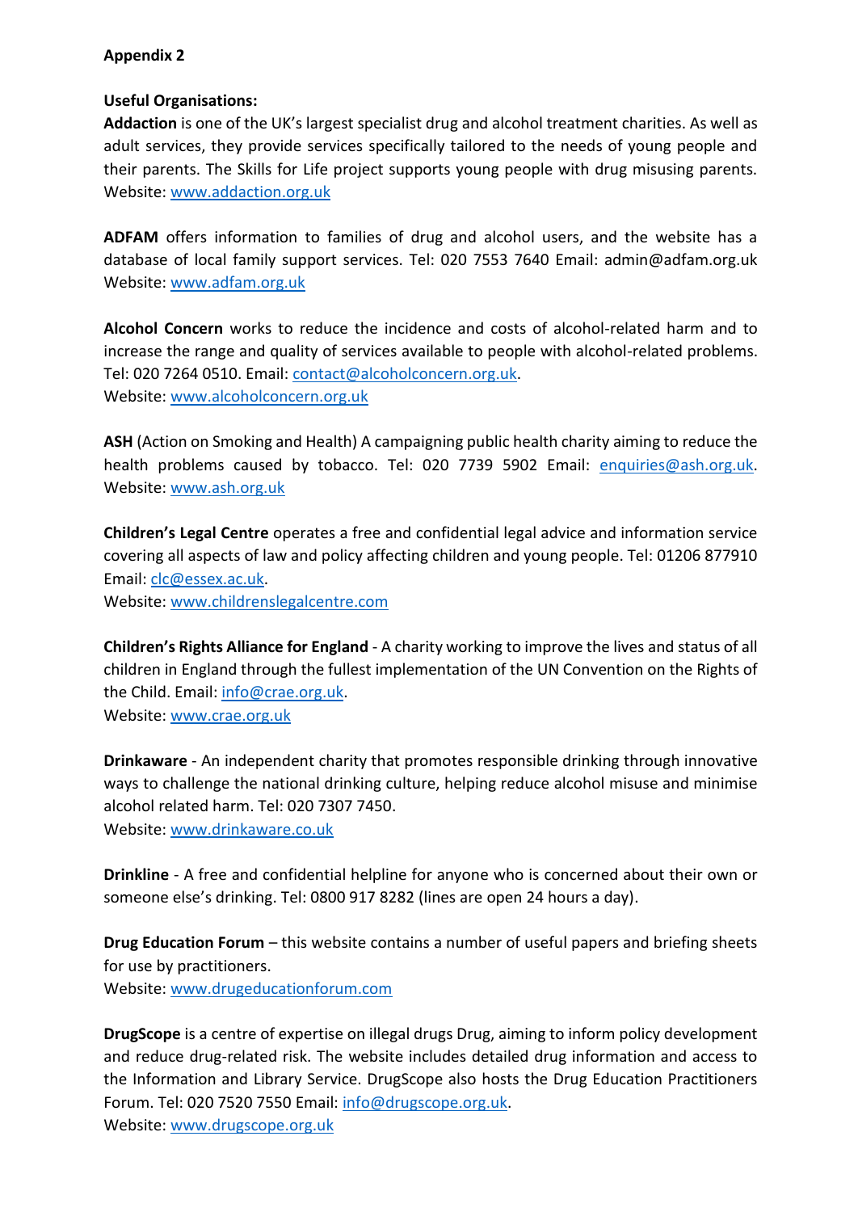**Appendix 2**

**Useful Organisations:**

**Addaction** is one of the UK's largest specialist drug and alcohol treatment charities. As well as adult services, they provide services specifically tailored to the needs of young people and their parents. The Skills for Life project supports young people with drug misusing parents. Website: www.addaction.org.uk

**ADFAM** offers information to families of drug and alcohol users, and the website has a database of local family support services. Tel: 020 7553 7640 Email: admin@adfam.org.uk Website: www.adfam.org.uk

**Alcohol Concern** works to reduce the incidence and costs of alcohol-related harm and to increase the range and quality of services available to people with alcohol-related problems. Tel: 020 7264 0510. Email: contact@alcoholconcern.org.uk.
Website: www.alcoholconcern.org.uk

**ASH** (Action on Smoking and Health) A campaigning public health charity aiming to reduce the health problems caused by tobacco. Tel: 020 7739 5902 Email: enquiries@ash.org.uk. Website: www.ash.org.uk

**Children's Legal Centre** operates a free and confidential legal advice and information service covering all aspects of law and policy affecting children and young people. Tel: 01206 877910 Email: clc@essex.ac.uk.
Website: www.childrenslegalcentre.com

**Children's Rights Alliance for England** - A charity working to improve the lives and status of all children in England through the fullest implementation of the UN Convention on the Rights of the Child. Email: info@crae.org.uk.
Website: www.crae.org.uk

**Drinkaware** - An independent charity that promotes responsible drinking through innovative ways to challenge the national drinking culture, helping reduce alcohol misuse and minimise alcohol related harm. Tel: 020 7307 7450.
Website: www.drinkaware.co.uk

**Drinkline** - A free and confidential helpline for anyone who is concerned about their own or someone else's drinking. Tel: 0800 917 8282 (lines are open 24 hours a day).

**Drug Education Forum** – this website contains a number of useful papers and briefing sheets for use by practitioners.
Website: www.drugeducationforum.com

**DrugScope** is a centre of expertise on illegal drugs Drug, aiming to inform policy development and reduce drug-related risk. The website includes detailed drug information and access to the Information and Library Service. DrugScope also hosts the Drug Education Practitioners Forum. Tel: 020 7520 7550 Email: info@drugscope.org.uk.
Website: www.drugscope.org.uk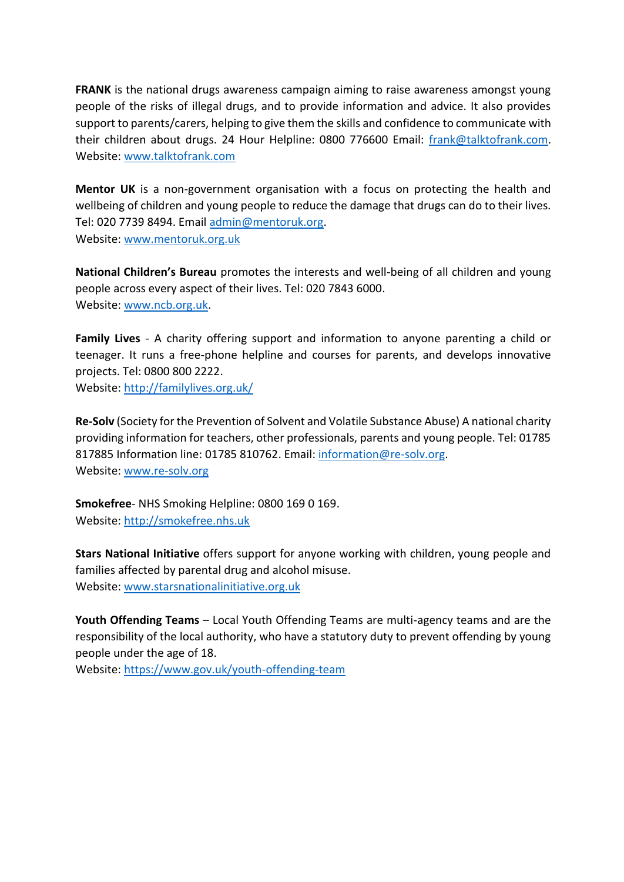**FRANK** is the national drugs awareness campaign aiming to raise awareness amongst young people of the risks of illegal drugs, and to provide information and advice. It also provides support to parents/carers, helping to give them the skills and confidence to communicate with their children about drugs. 24 Hour Helpline: 0800 776600 Email: frank@talktofrank.com. Website: www.talktofrank.com

**Mentor UK** is a non-government organisation with a focus on protecting the health and wellbeing of children and young people to reduce the damage that drugs can do to their lives. Tel: 020 7739 8494. Email admin@mentoruk.org.
Website: www.mentoruk.org.uk

**National Children's Bureau** promotes the interests and well-being of all children and young people across every aspect of their lives. Tel: 020 7843 6000.
Website: www.ncb.org.uk.

**Family Lives** - A charity offering support and information to anyone parenting a child or teenager. It runs a free-phone helpline and courses for parents, and develops innovative projects. Tel: 0800 800 2222.
Website: http://familylives.org.uk/

**Re-Solv** (Society for the Prevention of Solvent and Volatile Substance Abuse) A national charity providing information for teachers, other professionals, parents and young people. Tel: 01785 817885 Information line: 01785 810762. Email: information@re-solv.org.
Website: www.re-solv.org

**Smokefree**- NHS Smoking Helpline: 0800 169 0 169.
Website: http://smokefree.nhs.uk

**Stars National Initiative** offers support for anyone working with children, young people and families affected by parental drug and alcohol misuse.
Website: www.starsnationalinitiative.org.uk

**Youth Offending Teams** – Local Youth Offending Teams are multi-agency teams and are the responsibility of the local authority, who have a statutory duty to prevent offending by young people under the age of 18.
Website: https://www.gov.uk/youth-offending-team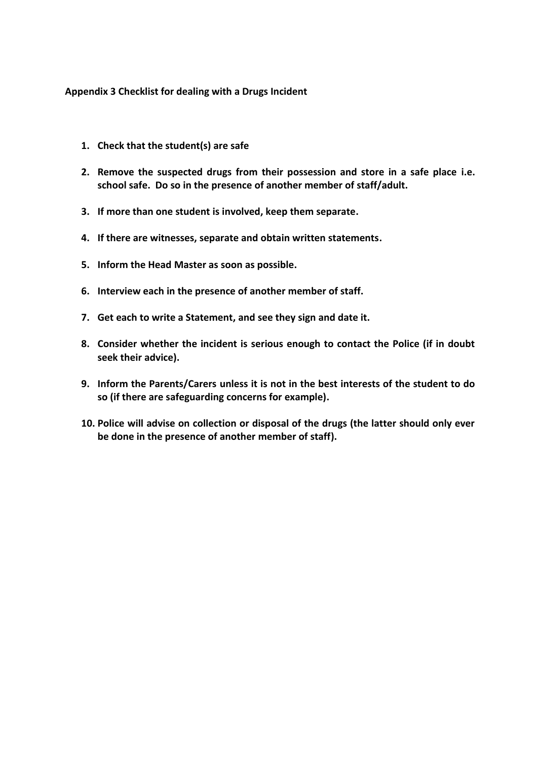**Appendix 3 Checklist for dealing with a Drugs Incident**

1. **Check that the student(s) are safe**
2. **Remove the suspected drugs from their possession and store in a safe place i.e. school safe. Do so in the presence of another member of staff/adult.**
3. **If more than one student is involved, keep them separate.**
4. **If there are witnesses, separate and obtain written statements.**
5. **Inform the Head Master as soon as possible.**
6. **Interview each in the presence of another member of staff.**
7. **Get each to write a Statement, and see they sign and date it.**
8. **Consider whether the incident is serious enough to contact the Police (if in doubt seek their advice).**
9. **Inform the Parents/Carers unless it is not in the best interests of the student to do so (if there are safeguarding concerns for example).**
10. **Police will advise on collection or disposal of the drugs (the latter should only ever be done in the presence of another member of staff).**